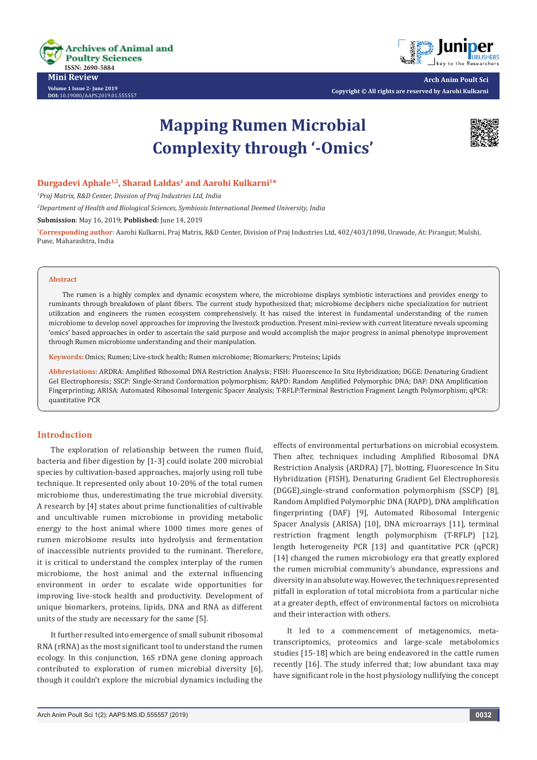Mini Review

Volume 1 Issue 2- June 2019
DOI: 10.19080/AAPS.2019.01.555557

Arch Anim Poult Sci
Copyright © All rights are reserved by Aarohi Kulkarni

# Mapping Rumen Microbial Complexity through '-Omics'

**Durgadevi Aphale[1,2], Sharad Laldas[1] and Aarohi Kulkarni[1]***

[1]*Praj Matrix, R&D Center, Division of Praj Industries Ltd, India*

[2]*Department of Health and Biological Sciences, Symbiosis International Deemed University, India*

**Submission**: May 16, 2019; **Published:** June 14, 2019

***Corresponding author:** Aarohi Kulkarni, Praj Matrix, R&D Center, Division of Praj Industries Ltd, 402/403/1098, Urawade, At: Pirangut; Mulshi, Pune, Maharashtra, India

### Abstract

The rumen is a highly complex and dynamic ecosystem where, the microbiome displays symbiotic interactions and provides energy to ruminants through breakdown of plant fibers. The current study hypothesized that; microbiome deciphers niche specialization for nutrient utilization and engineers the rumen ecosystem comprehensively. It has raised the interest in fundamental understanding of the rumen microbiome to develop novel approaches for improving the livestock production. Present mini-review with current literature reveals upcoming 'omics' based approaches in order to ascertain the said purpose and would accomplish the major progress in animal phenotype improvement through Rumen microbiome understanding and their manipulation.

**Keywords:** Omics; Rumen; Live-stock health; Rumen microbiome; Biomarkers; Proteins; Lipids

**Abbreviations:** ARDRA: Amplified Ribosomal DNA Restriction Analysis; FISH: Fluorescence In Situ Hybridization; DGGE: Denaturing Gradient Gel Electrophoresis; SSCP: Single-Strand Conformation polymorphism; RAPD: Random Amplified Polymorphic DNA; DAF: DNA Amplification Fingerprinting; ARISA: Automated Ribosomal Intergenic Spacer Analysis; T-RFLP:Terminal Restriction Fragment Length Polymorphism; qPCR: quantitative PCR

## Introduction

The exploration of relationship between the rumen fluid, bacteria and fiber digestion by [1-3] could isolate 200 microbial species by cultivation-based approaches, majorly using roll tube technique. It represented only about 10-20% of the total rumen microbiome thus, underestimating the true microbial diversity. A research by [4] states about prime functionalities of cultivable and uncultivable rumen microbiome in providing metabolic energy to the host animal where 1000 times more genes of rumen microbiome results into hydrolysis and fermentation of inaccessible nutrients provided to the ruminant. Therefore, it is critical to understand the complex interplay of the rumen microbiome, the host animal and the external influencing environment in order to escalate wide opportunities for improving live-stock health and productivity. Development of unique biomarkers, proteins, lipids, DNA and RNA as different units of the study are necessary for the same [5].

It further resulted into emergence of small subunit ribosomal RNA (rRNA) as the most significant tool to understand the rumen ecology. In this conjunction, 16S rDNA gene cloning approach contributed to exploration of rumen microbial diversity [6], though it couldn't explore the microbial dynamics including the effects of environmental perturbations on microbial ecosystem. Then after, techniques including Amplified Ribosomal DNA Restriction Analysis (ARDRA) [7], blotting, Fluorescence In Situ Hybridization (FISH), Denaturing Gradient Gel Electrophoresis (DGGE),single-strand conformation polymorphism (SSCP) [8], Random Amplified Polymorphic DNA (RAPD), DNA amplification fingerprinting (DAF) [9], Automated Ribosomal Intergenic Spacer Analysis (ARISA) [10], DNA microarrays [11], terminal restriction fragment length polymorphism (T-RFLP) [12], length heterogeneity PCR [13] and quantitative PCR (qPCR) [14] changed the rumen microbiology era that greatly explored the rumen microbial community's abundance, expressions and diversity in an absolute way. However, the techniques represented pitfall in exploration of total microbiota from a particular niche at a greater depth, effect of environmental factors on microbiota and their interaction with others.

It led to a commencement of metagenomics, meta-transcriptomics, proteomics and large-scale metabolomics studies [15-18] which are being endeavored in the cattle rumen recently [16]. The study inferred that; low abundant taxa may have significant role in the host physiology nullifying the concept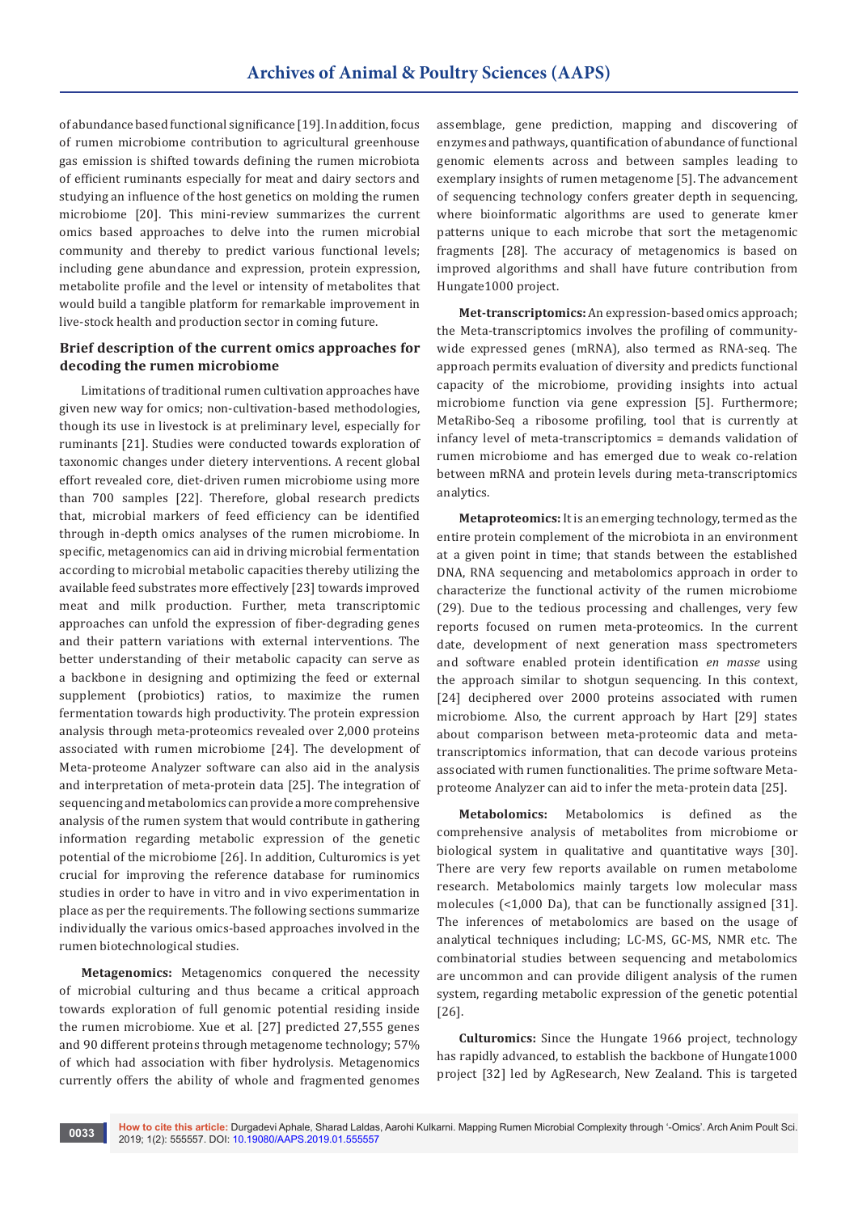of abundance based functional significance [19]. In addition, focus of rumen microbiome contribution to agricultural greenhouse gas emission is shifted towards defining the rumen microbiota of efficient ruminants especially for meat and dairy sectors and studying an influence of the host genetics on molding the rumen microbiome [20]. This mini-review summarizes the current omics based approaches to delve into the rumen microbial community and thereby to predict various functional levels; including gene abundance and expression, protein expression, metabolite profile and the level or intensity of metabolites that would build a tangible platform for remarkable improvement in live-stock health and production sector in coming future.

## Brief description of the current omics approaches for decoding the rumen microbiome

Limitations of traditional rumen cultivation approaches have given new way for omics; non-cultivation-based methodologies, though its use in livestock is at preliminary level, especially for ruminants [21]. Studies were conducted towards exploration of taxonomic changes under dietery interventions. A recent global effort revealed core, diet-driven rumen microbiome using more than 700 samples [22]. Therefore, global research predicts that, microbial markers of feed efficiency can be identified through in-depth omics analyses of the rumen microbiome. In specific, metagenomics can aid in driving microbial fermentation according to microbial metabolic capacities thereby utilizing the available feed substrates more effectively [23] towards improved meat and milk production. Further, meta transcriptomic approaches can unfold the expression of fiber-degrading genes and their pattern variations with external interventions. The better understanding of their metabolic capacity can serve as a backbone in designing and optimizing the feed or external supplement (probiotics) ratios, to maximize the rumen fermentation towards high productivity. The protein expression analysis through meta-proteomics revealed over 2,000 proteins associated with rumen microbiome [24]. The development of Meta-proteome Analyzer software can also aid in the analysis and interpretation of meta-protein data [25]. The integration of sequencing and metabolomics can provide a more comprehensive analysis of the rumen system that would contribute in gathering information regarding metabolic expression of the genetic potential of the microbiome [26]. In addition, Culturomics is yet crucial for improving the reference database for ruminomics studies in order to have in vitro and in vivo experimentation in place as per the requirements. The following sections summarize individually the various omics-based approaches involved in the rumen biotechnological studies.

**Metagenomics:** Metagenomics conquered the necessity of microbial culturing and thus became a critical approach towards exploration of full genomic potential residing inside the rumen microbiome. Xue et al. [27] predicted 27,555 genes and 90 different proteins through metagenome technology; 57% of which had association with fiber hydrolysis. Metagenomics currently offers the ability of whole and fragmented genomes assemblage, gene prediction, mapping and discovering of enzymes and pathways, quantification of abundance of functional genomic elements across and between samples leading to exemplary insights of rumen metagenome [5]. The advancement of sequencing technology confers greater depth in sequencing, where bioinformatic algorithms are used to generate kmer patterns unique to each microbe that sort the metagenomic fragments [28]. The accuracy of metagenomics is based on improved algorithms and shall have future contribution from Hungate1000 project.

**Met-transcriptomics:** An expression-based omics approach; the Meta-transcriptomics involves the profiling of community-wide expressed genes (mRNA), also termed as RNA-seq. The approach permits evaluation of diversity and predicts functional capacity of the microbiome, providing insights into actual microbiome function via gene expression [5]. Furthermore; MetaRibo-Seq a ribosome profiling, tool that is currently at infancy level of meta-transcriptomics = demands validation of rumen microbiome and has emerged due to weak co-relation between mRNA and protein levels during meta-transcriptomics analytics.

**Metaproteomics:** It is an emerging technology, termed as the entire protein complement of the microbiota in an environment at a given point in time; that stands between the established DNA, RNA sequencing and metabolomics approach in order to characterize the functional activity of the rumen microbiome (29). Due to the tedious processing and challenges, very few reports focused on rumen meta-proteomics. In the current date, development of next generation mass spectrometers and software enabled protein identification *en masse* using the approach similar to shotgun sequencing. In this context, [24] deciphered over 2000 proteins associated with rumen microbiome. Also, the current approach by Hart [29] states about comparison between meta-proteomic data and meta-transcriptomics information, that can decode various proteins associated with rumen functionalities. The prime software Meta-proteome Analyzer can aid to infer the meta-protein data [25].

**Metabolomics:** Metabolomics is defined as the comprehensive analysis of metabolites from microbiome or biological system in qualitative and quantitative ways [30]. There are very few reports available on rumen metabolome research. Metabolomics mainly targets low molecular mass molecules (<1,000 Da), that can be functionally assigned [31]. The inferences of metabolomics are based on the usage of analytical techniques including; LC-MS, GC-MS, NMR etc. The combinatorial studies between sequencing and metabolomics are uncommon and can provide diligent analysis of the rumen system, regarding metabolic expression of the genetic potential [26].

**Culturomics:** Since the Hungate 1966 project, technology has rapidly advanced, to establish the backbone of Hungate1000 project [32] led by AgResearch, New Zealand. This is targeted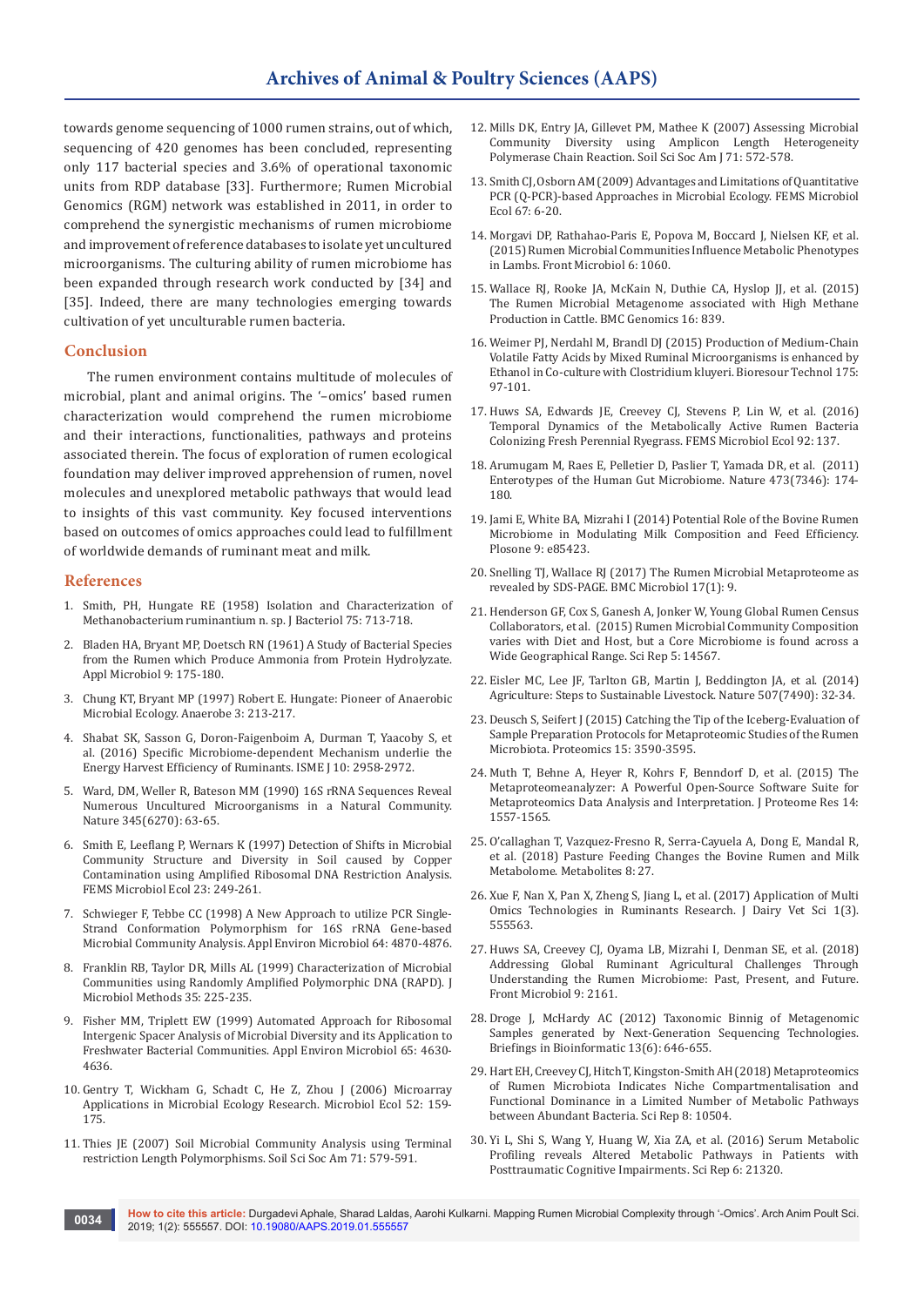towards genome sequencing of 1000 rumen strains, out of which, sequencing of 420 genomes has been concluded, representing only 117 bacterial species and 3.6% of operational taxonomic units from RDP database [33]. Furthermore; Rumen Microbial Genomics (RGM) network was established in 2011, in order to comprehend the synergistic mechanisms of rumen microbiome and improvement of reference databases to isolate yet uncultured microorganisms. The culturing ability of rumen microbiome has been expanded through research work conducted by [34] and [35]. Indeed, there are many technologies emerging towards cultivation of yet unculturable rumen bacteria.

## Conclusion

The rumen environment contains multitude of molecules of microbial, plant and animal origins. The '–omics' based rumen characterization would comprehend the rumen microbiome and their interactions, functionalities, pathways and proteins associated therein. The focus of exploration of rumen ecological foundation may deliver improved apprehension of rumen, novel molecules and unexplored metabolic pathways that would lead to insights of this vast community. Key focused interventions based on outcomes of omics approaches could lead to fulfillment of worldwide demands of ruminant meat and milk.

## References

1. Smith, PH, Hungate RE (1958) Isolation and Characterization of Methanobacterium ruminantium n. sp. J Bacteriol 75: 713-718.
2. Bladen HA, Bryant MP, Doetsch RN (1961) A Study of Bacterial Species from the Rumen which Produce Ammonia from Protein Hydrolyzate. Appl Microbiol 9: 175-180.
3. Chung KT, Bryant MP (1997) Robert E. Hungate: Pioneer of Anaerobic Microbial Ecology. Anaerobe 3: 213-217.
4. Shabat SK, Sasson G, Doron-Faigenboim A, Durman T, Yaacoby S, et al. (2016) Specific Microbiome-dependent Mechanism underlie the Energy Harvest Efficiency of Ruminants. ISME J 10: 2958-2972.
5. Ward, DM, Weller R, Bateson MM (1990) 16S rRNA Sequences Reveal Numerous Uncultured Microorganisms in a Natural Community. Nature 345(6270): 63-65.
6. Smith E, Leeflang P, Wernars K (1997) Detection of Shifts in Microbial Community Structure and Diversity in Soil caused by Copper Contamination using Amplified Ribosomal DNA Restriction Analysis. FEMS Microbiol Ecol 23: 249-261.
7. Schwieger F, Tebbe CC (1998) A New Approach to utilize PCR Single-Strand Conformation Polymorphism for 16S rRNA Gene-based Microbial Community Analysis. Appl Environ Microbiol 64: 4870-4876.
8. Franklin RB, Taylor DR, Mills AL (1999) Characterization of Microbial Communities using Randomly Amplified Polymorphic DNA (RAPD). J Microbiol Methods 35: 225-235.
9. Fisher MM, Triplett EW (1999) Automated Approach for Ribosomal Intergenic Spacer Analysis of Microbial Diversity and its Application to Freshwater Bacterial Communities. Appl Environ Microbiol 65: 4630-4636.
10. Gentry T, Wickham G, Schadt C, He Z, Zhou J (2006) Microarray Applications in Microbial Ecology Research. Microbiol Ecol 52: 159-175.
11. Thies JE (2007) Soil Microbial Community Analysis using Terminal restriction Length Polymorphisms. Soil Sci Soc Am 71: 579-591.
12. Mills DK, Entry JA, Gillevet PM, Mathee K (2007) Assessing Microbial Community Diversity using Amplicon Length Heterogeneity Polymerase Chain Reaction. Soil Sci Soc Am J 71: 572-578.
13. Smith CJ, Osborn AM (2009) Advantages and Limitations of Quantitative PCR (Q-PCR)-based Approaches in Microbial Ecology. FEMS Microbiol Ecol 67: 6-20.
14. Morgavi DP, Rathahao-Paris E, Popova M, Boccard J, Nielsen KF, et al. (2015) Rumen Microbial Communities Influence Metabolic Phenotypes in Lambs. Front Microbiol 6: 1060.
15. Wallace RJ, Rooke JA, McKain N, Duthie CA, Hyslop JJ, et al. (2015) The Rumen Microbial Metagenome associated with High Methane Production in Cattle. BMC Genomics 16: 839.
16. Weimer PJ, Nerdahl M, Brandl DJ (2015) Production of Medium-Chain Volatile Fatty Acids by Mixed Ruminal Microorganisms is enhanced by Ethanol in Co-culture with Clostridium kluyeri. Bioresour Technol 175: 97-101.
17. Huws SA, Edwards JE, Creevey CJ, Stevens P, Lin W, et al. (2016) Temporal Dynamics of the Metabolically Active Rumen Bacteria Colonizing Fresh Perennial Ryegrass. FEMS Microbiol Ecol 92: 137.
18. Arumugam M, Raes E, Pelletier D, Paslier T, Yamada DR, et al. (2011) Enterotypes of the Human Gut Microbiome. Nature 473(7346): 174-180.
19. Jami E, White BA, Mizrahi I (2014) Potential Role of the Bovine Rumen Microbiome in Modulating Milk Composition and Feed Efficiency. Plosone 9: e85423.
20. Snelling TJ, Wallace RJ (2017) The Rumen Microbial Metaproteome as revealed by SDS-PAGE. BMC Microbiol 17(1): 9.
21. Henderson GF, Cox S, Ganesh A, Jonker W, Young Global Rumen Census Collaborators, et al. (2015) Rumen Microbial Community Composition varies with Diet and Host, but a Core Microbiome is found across a Wide Geographical Range. Sci Rep 5: 14567.
22. Eisler MC, Lee JF, Tarlton GB, Martin J, Beddington JA, et al. (2014) Agriculture: Steps to Sustainable Livestock. Nature 507(7490): 32-34.
23. Deusch S, Seifert J (2015) Catching the Tip of the Iceberg-Evaluation of Sample Preparation Protocols for Metaproteomic Studies of the Rumen Microbiota. Proteomics 15: 3590-3595.
24. Muth T, Behne A, Heyer R, Kohrs F, Benndorf D, et al. (2015) The Metaproteomeanalyzer: A Powerful Open-Source Software Suite for Metaproteomics Data Analysis and Interpretation. J Proteome Res 14: 1557-1565.
25. O'callaghan T, Vazquez-Fresno R, Serra-Cayuela A, Dong E, Mandal R, et al. (2018) Pasture Feeding Changes the Bovine Rumen and Milk Metabolome. Metabolites 8: 27.
26. Xue F, Nan X, Pan X, Zheng S, Jiang L, et al. (2017) Application of Multi Omics Technologies in Ruminants Research. J Dairy Vet Sci 1(3). 555563.
27. Huws SA, Creevey CJ, Oyama LB, Mizrahi I, Denman SE, et al. (2018) Addressing Global Ruminant Agricultural Challenges Through Understanding the Rumen Microbiome: Past, Present, and Future. Front Microbiol 9: 2161.
28. Droge J, McHardy AC (2012) Taxonomic Binnig of Metagenomic Samples generated by Next-Generation Sequencing Technologies. Briefings in Bioinformatic 13(6): 646-655.
29. Hart EH, Creevey CJ, Hitch T, Kingston-Smith AH (2018) Metaproteomics of Rumen Microbiota Indicates Niche Compartmentalisation and Functional Dominance in a Limited Number of Metabolic Pathways between Abundant Bacteria. Sci Rep 8: 10504.
30. Yi L, Shi S, Wang Y, Huang W, Xia ZA, et al. (2016) Serum Metabolic Profiling reveals Altered Metabolic Pathways in Patients with Posttraumatic Cognitive Impairments. Sci Rep 6: 21320.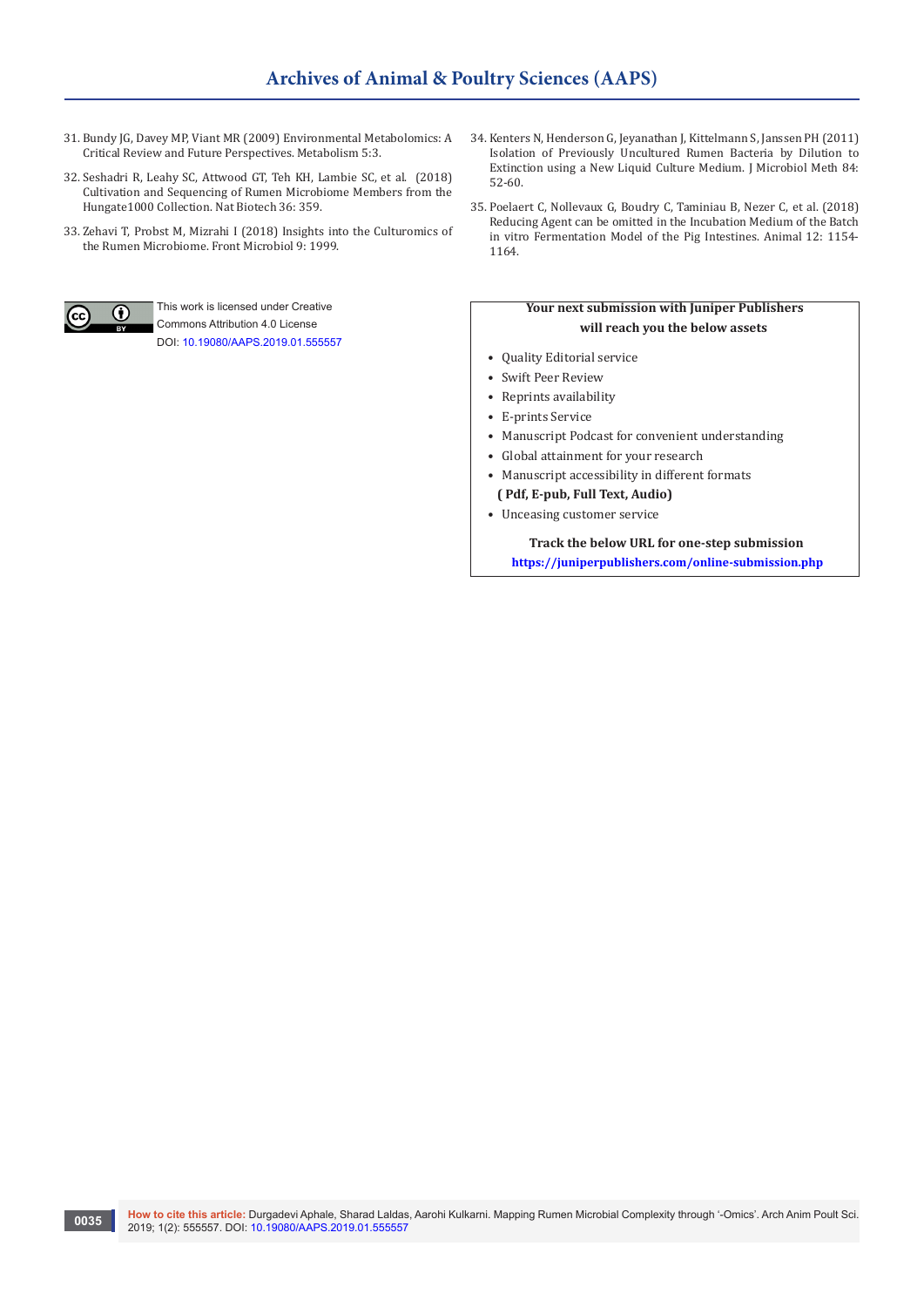31. Bundy JG, Davey MP, Viant MR (2009) Environmental Metabolomics: A Critical Review and Future Perspectives. Metabolism 5:3.

32. Seshadri R, Leahy SC, Attwood GT, Teh KH, Lambie SC, et al. (2018) Cultivation and Sequencing of Rumen Microbiome Members from the Hungate1000 Collection. Nat Biotech 36: 359.

33. Zehavi T, Probst M, Mizrahi I (2018) Insights into the Culturomics of the Rumen Microbiome. Front Microbiol 9: 1999.

34. Kenters N, Henderson G, Jeyanathan J, Kittelmann S, Janssen PH (2011) Isolation of Previously Uncultured Rumen Bacteria by Dilution to Extinction using a New Liquid Culture Medium. J Microbiol Meth 84: 52-60.

35. Poelaert C, Nollevaux G, Boudry C, Taminiau B, Nezer C, et al. (2018) Reducing Agent can be omitted in the Incubation Medium of the Batch in vitro Fermentation Model of the Pig Intestines. Animal 12: 1154-1164.

This work is licensed under Creative Commons Attribution 4.0 License
DOI: 10.19080/AAPS.2019.01.555557

**Your next submission with Juniper Publishers will reach you the below assets**

- Quality Editorial service
- Swift Peer Review
- Reprints availability
- E-prints Service
- Manuscript Podcast for convenient understanding
- Global attainment for your research
- Manuscript accessibility in different formats

**( Pdf, E-pub, Full Text, Audio)**

- Unceasing customer service

**Track the below URL for one-step submission**
**https://juniperpublishers.com/online-submission.php**

**How to cite this article:** Durgadevi Aphale, Sharad Laldas, Aarohi Kulkarni. Mapping Rumen Microbial Complexity through '-Omics'. Arch Anim Poult Sci. 2019; 1(2): 555557. DOI: 10.19080/AAPS.2019.01.555557